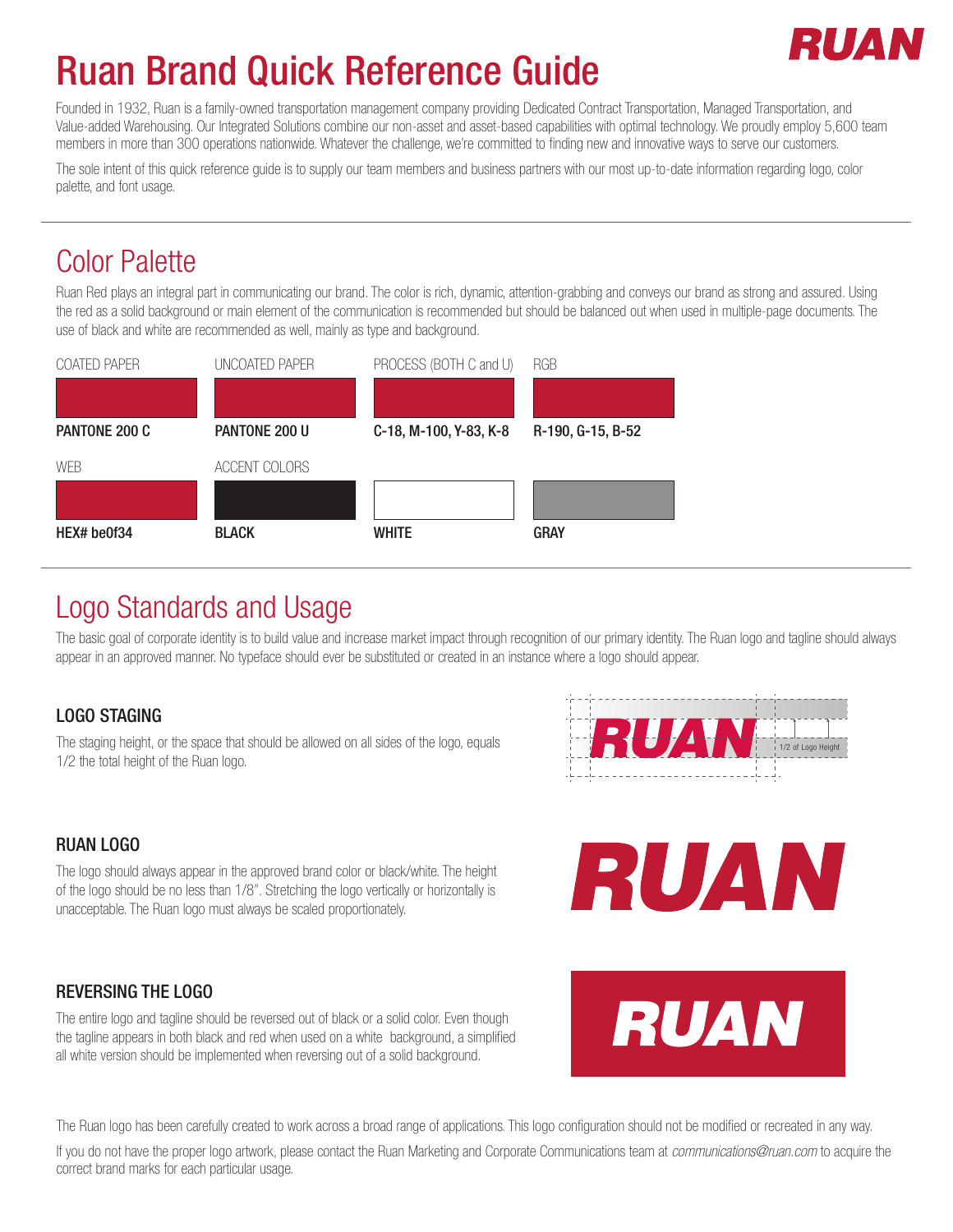# Ruan Brand Quick Reference Guide

Founded in 1932, Ruan is a family-owned transportation management company providing Dedicated Contract Transportation, Managed Transportation, and Value-added Warehousing. Our Integrated Solutions combine our non-asset and asset-based capabilities with optimal technology. We proudly employ 5,600 team members in more than 300 operations nationwide. Whatever the challenge, we're committed to finding new and innovative ways to serve our customers.

The sole intent of this quick reference guide is to supply our team members and business partners with our most up-to-date information regarding logo, color palette, and font usage.

## Color Palette

Ruan Red plays an integral part in communicating our brand. The color is rich, dynamic, attention-grabbing and conveys our brand as strong and assured. Using the red as a solid background or main element of the communication is recommended but should be balanced out when used in multiple-page documents. The use of black and white are recommended as well, mainly as type and background.

| COATED PAPER | UNCOATED PAPER | PROCESS (BOTH C and U) | RGB |
|---|---|---|---|
| **PANTONE 200 C** | **PANTONE 200 U** | **C-18, M-100, Y-83, K-8** | **R-190, G-15, B-52** |

| WEB | ACCENT COLORS | | |
|---|---|---|---|
| **HEX# be0f34** | **BLACK** | **WHITE** | **GRAY** |

## Logo Standards and Usage

The basic goal of corporate identity is to build value and increase market impact through recognition of our primary identity. The Ruan logo and tagline should always appear in an approved manner. No typeface should ever be substituted or created in an instance where a logo should appear.

### LOGO STAGING

The staging height, or the space that should be allowed on all sides of the logo, equals 1/2 the total height of the Ruan logo.

1/2 of Logo Height

### RUAN LOGO

The logo should always appear in the approved brand color or black/white. The height of the logo should be no less than 1/8". Stretching the logo vertically or horizontally is unacceptable. The Ruan logo must always be scaled proportionately.

### REVERSING THE LOGO

The entire logo and tagline should be reversed out of black or a solid color. Even though the tagline appears in both black and red when used on a white background, a simplified all white version should be implemented when reversing out of a solid background.

The Ruan logo has been carefully created to work across a broad range of applications. This logo configuration should not be modified or recreated in any way.

If you do not have the proper logo artwork, please contact the Ruan Marketing and Corporate Communications team at *communications@ruan.com* to acquire the correct brand marks for each particular usage.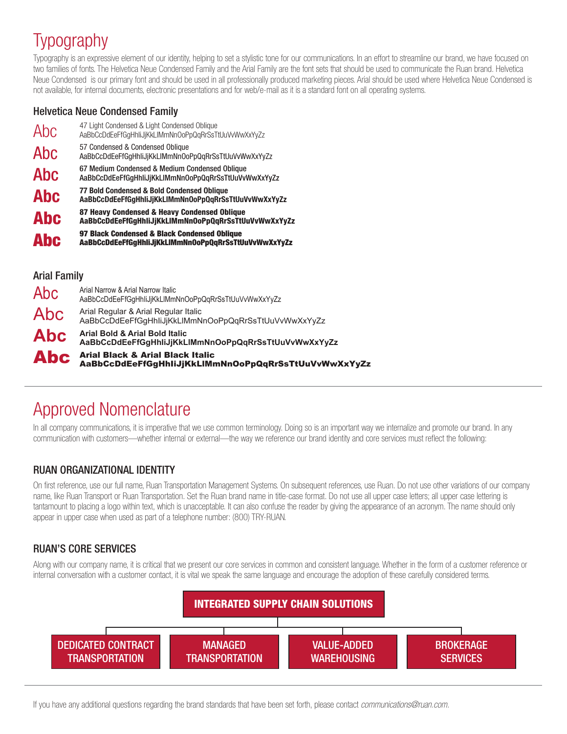# Typography

Typography is an expressive element of our identity, helping to set a stylistic tone for our communications. In an effort to streamline our brand, we have focused on two families of fonts. The Helvetica Neue Condensed Family and the Arial Family are the font sets that should be used to communicate the Ruan brand. Helvetica Neue Condensed is our primary font and should be used in all professionally produced marketing pieces. Arial should be used where Helvetica Neue Condensed is not available, for internal documents, electronic presentations and for web/e-mail as it is a standard font on all operating systems.

## Helvetica Neue Condensed Family

Abc 47 Light Condensed & Light Condensed Oblique
AaBbCcDdEeFfGgHhIiJjKkLlMmNnOoPpQqRrSsTtUuVvWwXxYyZz

Abc 57 Condensed & Condensed Oblique
AaBbCcDdEeFfGgHhIiJjKkLlMmNnOoPpQqRrSsTtUuVvWwXxYyZz

**Abc 67 Medium Condensed & Medium Condensed Oblique**
**AaBbCcDdEeFfGgHhIiJjKkLlMmNnOoPpQqRrSsTtUuVvWwXxYyZz**

**Abc 77 Bold Condensed & Bold Condensed Oblique**
**AaBbCcDdEeFfGgHhIiJjKkLlMmNnOoPpQqRrSsTtUuVvWwXxYyZz**

**Abc 87 Heavy Condensed & Heavy Condensed Oblique**
**AaBbCcDdEeFfGgHhIiJjKkLlMmNnOoPpQqRrSsTtUuVvWwXxYyZz**

**Abc 97 Black Condensed & Black Condensed Oblique**
**AaBbCcDdEeFfGgHhIiJjKkLlMmNnOoPpQqRrSsTtUuVvWwXxYyZz**

## Arial Family

Abc Arial Narrow & Arial Narrow Italic
AaBbCcDdEeFfGgHhIiJjKkLlMmNnOoPpQqRrSsTtUuVvWwXxYyZz

Abc Arial Regular & Arial Regular Italic
AaBbCcDdEeFfGgHhIiJjKkLlMmNnOoPpQqRrSsTtUuVvWwXxYyZz

**Abc Arial Bold & Arial Bold Italic**
**AaBbCcDdEeFfGgHhIiJjKkLlMmNnOoPpQqRrSsTtUuVvWwXxYyZz**

**Abc Arial Black & Arial Black Italic**
**AaBbCcDdEeFfGgHhIiJjKkLlMmNnOoPpQqRrSsTtUuVvWwXxYyZz**

---

# Approved Nomenclature

In all company communications, it is imperative that we use common terminology. Doing so is an important way we internalize and promote our brand. In any communication with customers—whether internal or external—the way we reference our brand identity and core services must reflect the following:

## RUAN ORGANIZATIONAL IDENTITY

On first reference, use our full name, Ruan Transportation Management Systems. On subsequent references, use Ruan. Do not use other variations of our company name, like Ruan Transport or Ruan Transportation. Set the Ruan brand name in title-case format. Do not use all upper case letters; all upper case lettering is tantamount to placing a logo within text, which is unacceptable. It can also confuse the reader by giving the appearance of an acronym. The name should only appear in upper case when used as part of a telephone number: (800) TRY-RUAN.

## RUAN'S CORE SERVICES

Along with our company name, it is critical that we present our core services in common and consistent language. Whether in the form of a customer reference or internal conversation with a customer contact, it is vital we speak the same language and encourage the adoption of these carefully considered terms.

INTEGRATED SUPPLY CHAIN SOLUTIONS

DEDICATED CONTRACT TRANSPORTATION

MANAGED TRANSPORTATION

VALUE-ADDED WAREHOUSING

BROKERAGE SERVICES

---

If you have any additional questions regarding the brand standards that have been set forth, please contact *communications@ruan.com.*